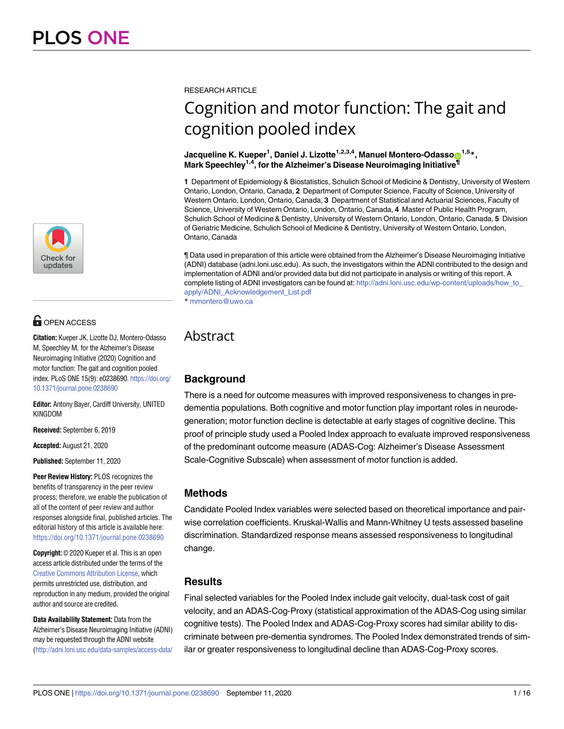RESEARCH ARTICLE

# Cognition and motor function: The gait and cognition pooled index

**Jacqueline K. Kueper[1], Daniel J. Lizotte[1,2,3,4], Manuel Montero-Odasso[1,5]*, Mark Speechley[1,4], for the Alzheimer's Disease Neuroimaging Initiative[¶]**

**1** Department of Epidemiology & Biostatistics, Schulich School of Medicine & Dentistry, University of Western Ontario, London, Ontario, Canada, **2** Department of Computer Science, Faculty of Science, University of Western Ontario, London, Ontario, Canada, **3** Department of Statistical and Actuarial Sciences, Faculty of Science, University of Western Ontario, London, Ontario, Canada, **4** Master of Public Health Program, Schulich School of Medicine & Dentistry, University of Western Ontario, London, Ontario, Canada, **5** Division of Geriatric Medicine, Schulich School of Medicine & Dentistry, University of Western Ontario, London, Ontario, Canada

¶ Data used in preparation of this article were obtained from the Alzheimer's Disease Neuroimaging Initiative (ADNI) database (adni.loni.usc.edu). As such, the investigators within the ADNI contributed to the design and implementation of ADNI and/or provided data but did not participate in analysis or writing of this report. A complete listing of ADNI investigators can be found at: http://adni.loni.usc.edu/wp-content/uploads/how_to_apply/ADNI_Acknowledgement_List.pdf

* mmontero@uwo.ca

OPEN ACCESS

**Citation:** Kueper JK, Lizotte DJ, Montero-Odasso M, Speechley M, for the Alzheimer's Disease Neuroimaging Initiative (2020) Cognition and motor function: The gait and cognition pooled index. PLoS ONE 15(9): e0238690. https://doi.org/10.1371/journal.pone.0238690

**Editor:** Antony Bayer, Cardiff University, UNITED KINGDOM

**Received:** September 6, 2019

**Accepted:** August 21, 2020

**Published:** September 11, 2020

**Peer Review History:** PLOS recognizes the benefits of transparency in the peer review process; therefore, we enable the publication of all of the content of peer review and author responses alongside final, published articles. The editorial history of this article is available here: https://doi.org/10.1371/journal.pone.0238690

**Copyright:** © 2020 Kueper et al. This is an open access article distributed under the terms of the Creative Commons Attribution License, which permits unrestricted use, distribution, and reproduction in any medium, provided the original author and source are credited.

**Data Availability Statement:** Data from the Alzheimer's Disease Neuroimaging Initiative (ADNI) may be requested through the ADNI website (http://adni.loni.usc.edu/data-samples/access-data/

## Abstract

### Background

There is a need for outcome measures with improved responsiveness to changes in pre-dementia populations. Both cognitive and motor function play important roles in neurodegeneration; motor function decline is detectable at early stages of cognitive decline. This proof of principle study used a Pooled Index approach to evaluate improved responsiveness of the predominant outcome measure (ADAS-Cog: Alzheimer's Disease Assessment Scale-Cognitive Subscale) when assessment of motor function is added.

### Methods

Candidate Pooled Index variables were selected based on theoretical importance and pair-wise correlation coefficients. Kruskal-Wallis and Mann-Whitney U tests assessed baseline discrimination. Standardized response means assessed responsiveness to longitudinal change.

### Results

Final selected variables for the Pooled Index include gait velocity, dual-task cost of gait velocity, and an ADAS-Cog-Proxy (statistical approximation of the ADAS-Cog using similar cognitive tests). The Pooled Index and ADAS-Cog-Proxy scores had similar ability to discriminate between pre-dementia syndromes. The Pooled Index demonstrated trends of similar or greater responsiveness to longitudinal decline than ADAS-Cog-Proxy scores.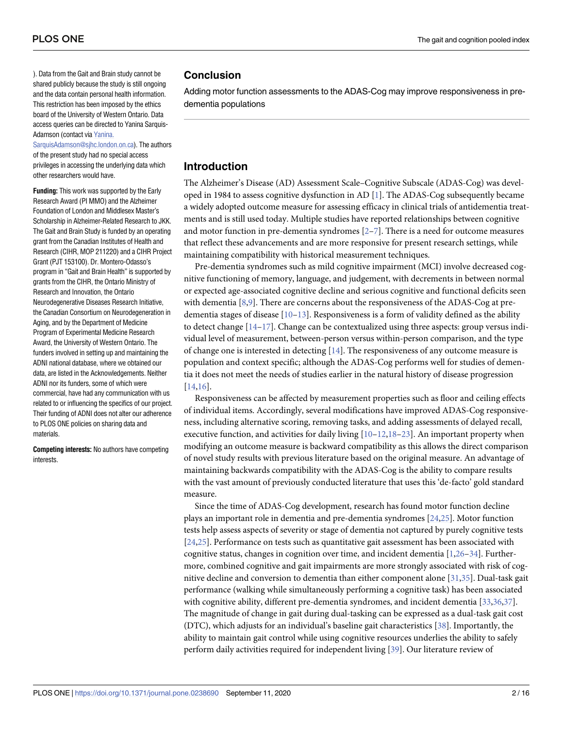). Data from the Gait and Brain study cannot be shared publicly because the study is still ongoing and the data contain personal health information. This restriction has been imposed by the ethics board of the University of Western Ontario. Data access queries can be directed to Yanina Sarquis-Adamson (contact via Yanina.SarquisAdamson@sjhc.london.on.ca). The authors of the present study had no special access privileges in accessing the underlying data which other researchers would have.

**Funding:** This work was supported by the Early Research Award (PI MMO) and the Alzheimer Foundation of London and Middlesex Master's Scholarship in Alzheimer-Related Research to JKK. The Gait and Brain Study is funded by an operating grant from the Canadian Institutes of Health and Research (CIHR, MOP 211220) and a CIHR Project Grant (PJT 153100). Dr. Montero-Odasso's program in "Gait and Brain Health" is supported by grants from the CIHR, the Ontario Ministry of Research and Innovation, the Ontario Neurodegenerative Diseases Research Initiative, the Canadian Consortium on Neurodegeneration in Aging, and by the Department of Medicine Program of Experimental Medicine Research Award, the University of Western Ontario. The funders involved in setting up and maintaining the ADNI national database, where we obtained our data, are listed in the Acknowledgements. Neither ADNI nor its funders, some of which were commercial, have had any communication with us related to or influencing the specifics of our project. Their funding of ADNI does not alter our adherence to PLOS ONE policies on sharing data and materials.

**Competing interests:** No authors have competing interests.

## Conclusion

Adding motor function assessments to the ADAS-Cog may improve responsiveness in pre-dementia populations

## Introduction

The Alzheimer's Disease (AD) Assessment Scale–Cognitive Subscale (ADAS-Cog) was developed in 1984 to assess cognitive dysfunction in AD [1]. The ADAS-Cog subsequently became a widely adopted outcome measure for assessing efficacy in clinical trials of antidementia treatments and is still used today. Multiple studies have reported relationships between cognitive and motor function in pre-dementia syndromes [2–7]. There is a need for outcome measures that reflect these advancements and are more responsive for present research settings, while maintaining compatibility with historical measurement techniques.

Pre-dementia syndromes such as mild cognitive impairment (MCI) involve decreased cognitive functioning of memory, language, and judgement, with decrements in between normal or expected age-associated cognitive decline and serious cognitive and functional deficits seen with dementia [8,9]. There are concerns about the responsiveness of the ADAS-Cog at pre-dementia stages of disease [10–13]. Responsiveness is a form of validity defined as the ability to detect change [14–17]. Change can be contextualized using three aspects: group versus individual level of measurement, between-person versus within-person comparison, and the type of change one is interested in detecting [14]. The responsiveness of any outcome measure is population and context specific; although the ADAS-Cog performs well for studies of dementia it does not meet the needs of studies earlier in the natural history of disease progression [14,16].

Responsiveness can be affected by measurement properties such as floor and ceiling effects of individual items. Accordingly, several modifications have improved ADAS-Cog responsiveness, including alternative scoring, removing tasks, and adding assessments of delayed recall, executive function, and activities for daily living [10–12,18–23]. An important property when modifying an outcome measure is backward compatibility as this allows the direct comparison of novel study results with previous literature based on the original measure. An advantage of maintaining backwards compatibility with the ADAS-Cog is the ability to compare results with the vast amount of previously conducted literature that uses this 'de-facto' gold standard measure.

Since the time of ADAS-Cog development, research has found motor function decline plays an important role in dementia and pre-dementia syndromes [24,25]. Motor function tests help assess aspects of severity or stage of dementia not captured by purely cognitive tests [24,25]. Performance on tests such as quantitative gait assessment has been associated with cognitive status, changes in cognition over time, and incident dementia [1,26–34]. Furthermore, combined cognitive and gait impairments are more strongly associated with risk of cognitive decline and conversion to dementia than either component alone [31,35]. Dual-task gait performance (walking while simultaneously performing a cognitive task) has been associated with cognitive ability, different pre-dementia syndromes, and incident dementia [33,36,37]. The magnitude of change in gait during dual-tasking can be expressed as a dual-task gait cost (DTC), which adjusts for an individual's baseline gait characteristics [38]. Importantly, the ability to maintain gait control while using cognitive resources underlies the ability to safely perform daily activities required for independent living [39]. Our literature review of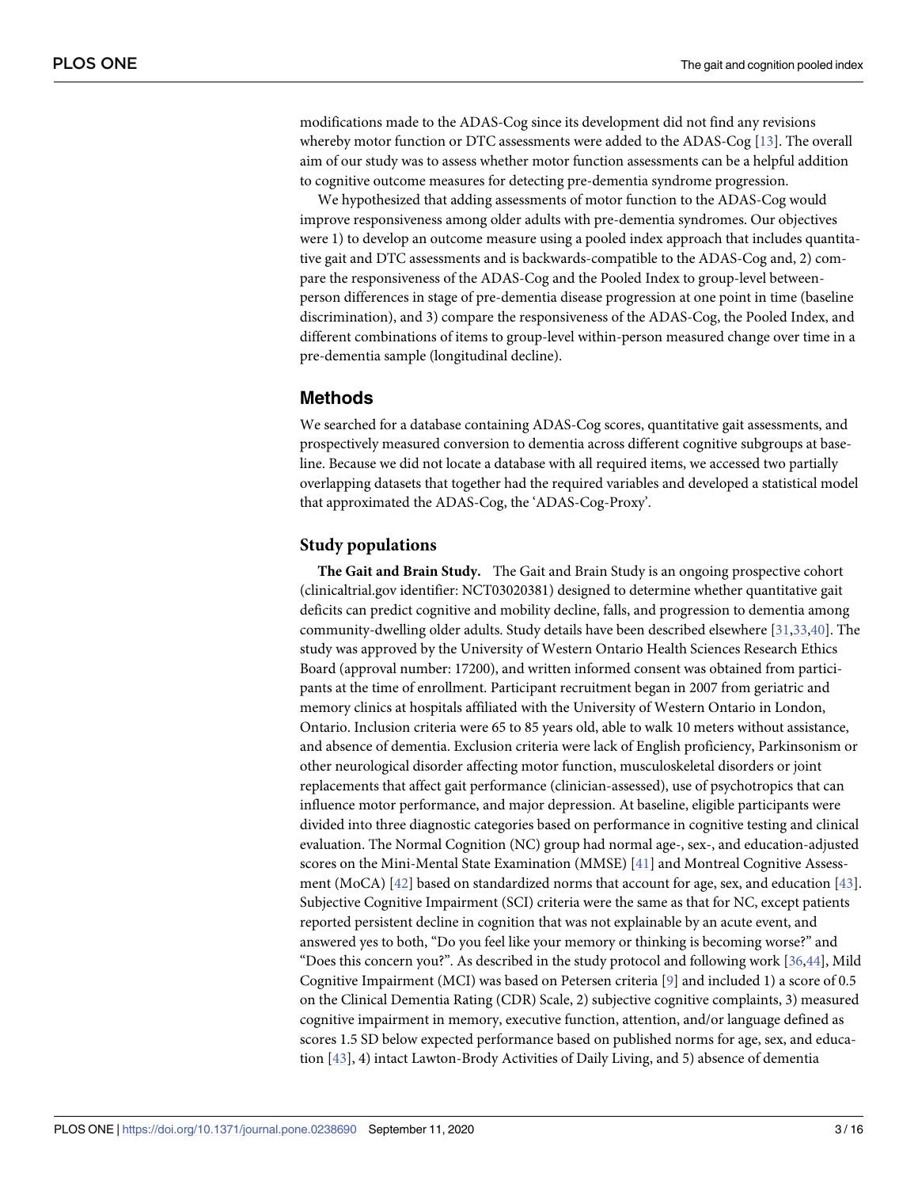modifications made to the ADAS-Cog since its development did not find any revisions whereby motor function or DTC assessments were added to the ADAS-Cog [13]. The overall aim of our study was to assess whether motor function assessments can be a helpful addition to cognitive outcome measures for detecting pre-dementia syndrome progression.

We hypothesized that adding assessments of motor function to the ADAS-Cog would improve responsiveness among older adults with pre-dementia syndromes. Our objectives were 1) to develop an outcome measure using a pooled index approach that includes quantitative gait and DTC assessments and is backwards-compatible to the ADAS-Cog and, 2) compare the responsiveness of the ADAS-Cog and the Pooled Index to group-level between-person differences in stage of pre-dementia disease progression at one point in time (baseline discrimination), and 3) compare the responsiveness of the ADAS-Cog, the Pooled Index, and different combinations of items to group-level within-person measured change over time in a pre-dementia sample (longitudinal decline).

## Methods

We searched for a database containing ADAS-Cog scores, quantitative gait assessments, and prospectively measured conversion to dementia across different cognitive subgroups at baseline. Because we did not locate a database with all required items, we accessed two partially overlapping datasets that together had the required variables and developed a statistical model that approximated the ADAS-Cog, the 'ADAS-Cog-Proxy'.

### Study populations

**The Gait and Brain Study.** The Gait and Brain Study is an ongoing prospective cohort (clinicaltrial.gov identifier: NCT03020381) designed to determine whether quantitative gait deficits can predict cognitive and mobility decline, falls, and progression to dementia among community-dwelling older adults. Study details have been described elsewhere [31,33,40]. The study was approved by the University of Western Ontario Health Sciences Research Ethics Board (approval number: 17200), and written informed consent was obtained from participants at the time of enrollment. Participant recruitment began in 2007 from geriatric and memory clinics at hospitals affiliated with the University of Western Ontario in London, Ontario. Inclusion criteria were 65 to 85 years old, able to walk 10 meters without assistance, and absence of dementia. Exclusion criteria were lack of English proficiency, Parkinsonism or other neurological disorder affecting motor function, musculoskeletal disorders or joint replacements that affect gait performance (clinician-assessed), use of psychotropics that can influence motor performance, and major depression. At baseline, eligible participants were divided into three diagnostic categories based on performance in cognitive testing and clinical evaluation. The Normal Cognition (NC) group had normal age-, sex-, and education-adjusted scores on the Mini-Mental State Examination (MMSE) [41] and Montreal Cognitive Assessment (MoCA) [42] based on standardized norms that account for age, sex, and education [43]. Subjective Cognitive Impairment (SCI) criteria were the same as that for NC, except patients reported persistent decline in cognition that was not explainable by an acute event, and answered yes to both, "Do you feel like your memory or thinking is becoming worse?" and "Does this concern you?". As described in the study protocol and following work [36,44], Mild Cognitive Impairment (MCI) was based on Petersen criteria [9] and included 1) a score of 0.5 on the Clinical Dementia Rating (CDR) Scale, 2) subjective cognitive complaints, 3) measured cognitive impairment in memory, executive function, attention, and/or language defined as scores 1.5 SD below expected performance based on published norms for age, sex, and education [43], 4) intact Lawton-Brody Activities of Daily Living, and 5) absence of dementia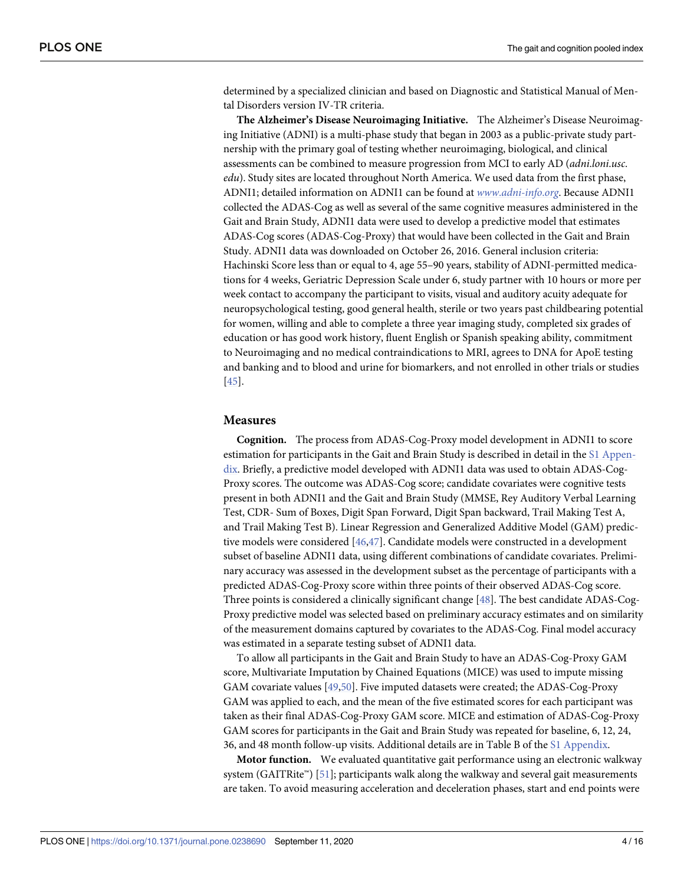determined by a specialized clinician and based on Diagnostic and Statistical Manual of Mental Disorders version IV-TR criteria.

**The Alzheimer's Disease Neuroimaging Initiative.** The Alzheimer's Disease Neuroimaging Initiative (ADNI) is a multi-phase study that began in 2003 as a public-private study partnership with the primary goal of testing whether neuroimaging, biological, and clinical assessments can be combined to measure progression from MCI to early AD (*adni.loni.usc.edu*). Study sites are located throughout North America. We used data from the first phase, ADNI1; detailed information on ADNI1 can be found at *www.adni-info.org*. Because ADNI1 collected the ADAS-Cog as well as several of the same cognitive measures administered in the Gait and Brain Study, ADNI1 data were used to develop a predictive model that estimates ADAS-Cog scores (ADAS-Cog-Proxy) that would have been collected in the Gait and Brain Study. ADNI1 data was downloaded on October 26, 2016. General inclusion criteria: Hachinski Score less than or equal to 4, age 55–90 years, stability of ADNI-permitted medications for 4 weeks, Geriatric Depression Scale under 6, study partner with 10 hours or more per week contact to accompany the participant to visits, visual and auditory acuity adequate for neuropsychological testing, good general health, sterile or two years past childbearing potential for women, willing and able to complete a three year imaging study, completed six grades of education or has good work history, fluent English or Spanish speaking ability, commitment to Neuroimaging and no medical contraindications to MRI, agrees to DNA for ApoE testing and banking and to blood and urine for biomarkers, and not enrolled in other trials or studies [45].

## Measures

**Cognition.** The process from ADAS-Cog-Proxy model development in ADNI1 to score estimation for participants in the Gait and Brain Study is described in detail in the S1 Appendix. Briefly, a predictive model developed with ADNI1 data was used to obtain ADAS-Cog-Proxy scores. The outcome was ADAS-Cog score; candidate covariates were cognitive tests present in both ADNI1 and the Gait and Brain Study (MMSE, Rey Auditory Verbal Learning Test, CDR- Sum of Boxes, Digit Span Forward, Digit Span backward, Trail Making Test A, and Trail Making Test B). Linear Regression and Generalized Additive Model (GAM) predictive models were considered [46,47]. Candidate models were constructed in a development subset of baseline ADNI1 data, using different combinations of candidate covariates. Preliminary accuracy was assessed in the development subset as the percentage of participants with a predicted ADAS-Cog-Proxy score within three points of their observed ADAS-Cog score. Three points is considered a clinically significant change [48]. The best candidate ADAS-Cog-Proxy predictive model was selected based on preliminary accuracy estimates and on similarity of the measurement domains captured by covariates to the ADAS-Cog. Final model accuracy was estimated in a separate testing subset of ADNI1 data.

To allow all participants in the Gait and Brain Study to have an ADAS-Cog-Proxy GAM score, Multivariate Imputation by Chained Equations (MICE) was used to impute missing GAM covariate values [49,50]. Five imputed datasets were created; the ADAS-Cog-Proxy GAM was applied to each, and the mean of the five estimated scores for each participant was taken as their final ADAS-Cog-Proxy GAM score. MICE and estimation of ADAS-Cog-Proxy GAM scores for participants in the Gait and Brain Study was repeated for baseline, 6, 12, 24, 36, and 48 month follow-up visits. Additional details are in Table B of the S1 Appendix.

**Motor function.** We evaluated quantitative gait performance using an electronic walkway system (GAITRite™) [51]; participants walk along the walkway and several gait measurements are taken. To avoid measuring acceleration and deceleration phases, start and end points were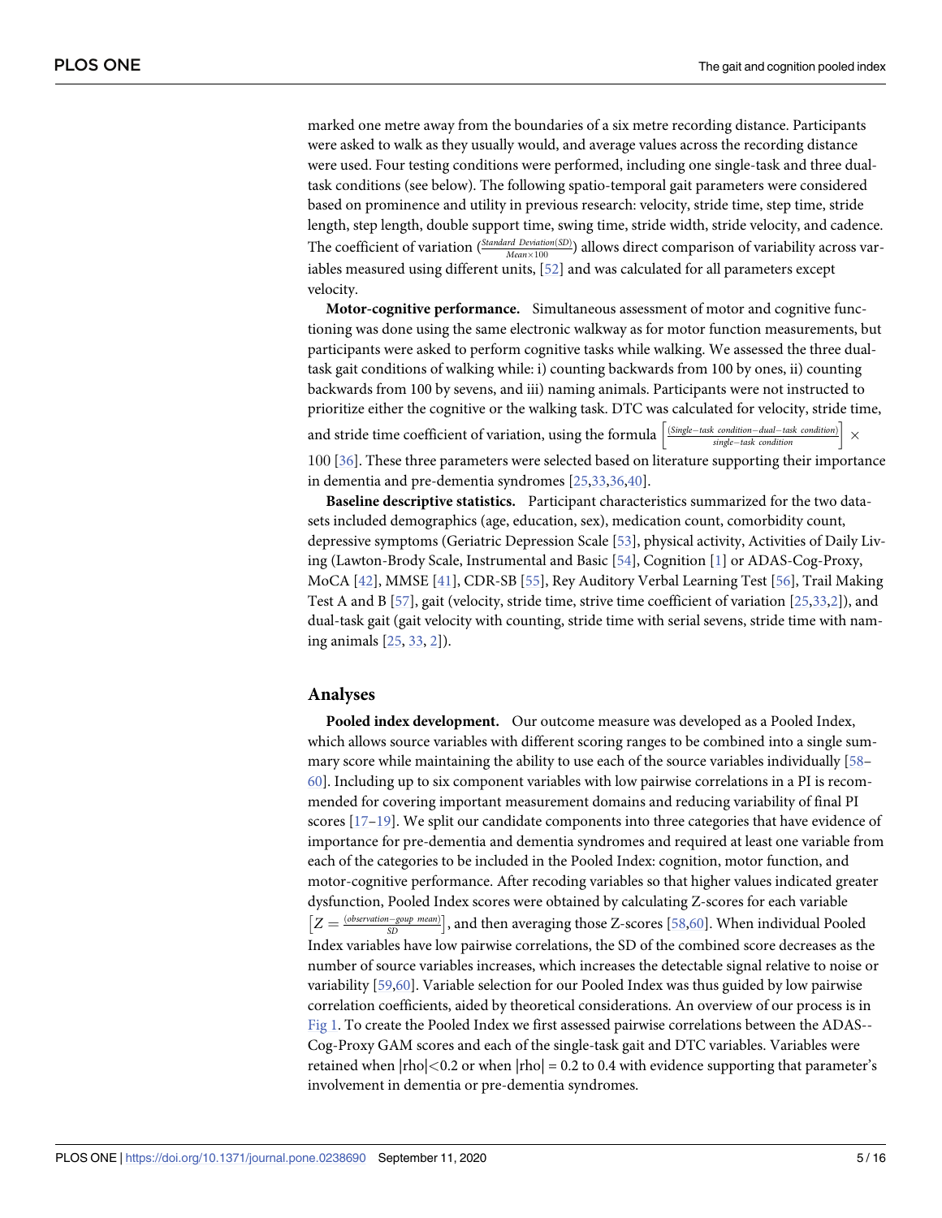marked one metre away from the boundaries of a six metre recording distance. Participants were asked to walk as they usually would, and average values across the recording distance were used. Four testing conditions were performed, including one single-task and three dual-task conditions (see below). The following spatio-temporal gait parameters were considered based on prominence and utility in previous research: velocity, stride time, step time, stride length, step length, double support time, swing time, stride width, stride velocity, and cadence. The coefficient of variation ($\frac{Standard\ Deviation(SD)}{Mean \times 100}$) allows direct comparison of variability across variables measured using different units, [52] and was calculated for all parameters except velocity.

**Motor-cognitive performance.** Simultaneous assessment of motor and cognitive functioning was done using the same electronic walkway as for motor function measurements, but participants were asked to perform cognitive tasks while walking. We assessed the three dual-task gait conditions of walking while: i) counting backwards from 100 by ones, ii) counting backwards from 100 by sevens, and iii) naming animals. Participants were not instructed to prioritize either the cognitive or the walking task. DTC was calculated for velocity, stride time, and stride time coefficient of variation, using the formula $\left[\frac{(Single-task\ condition-dual-task\ condition)}{single-task\ condition}\right] \times 100$ [36]. These three parameters were selected based on literature supporting their importance in dementia and pre-dementia syndromes [25,33,36,40].

**Baseline descriptive statistics.** Participant characteristics summarized for the two datasets included demographics (age, education, sex), medication count, comorbidity count, depressive symptoms (Geriatric Depression Scale [53], physical activity, Activities of Daily Living (Lawton-Brody Scale, Instrumental and Basic [54], Cognition [1] or ADAS-Cog-Proxy, MoCA [42], MMSE [41], CDR-SB [55], Rey Auditory Verbal Learning Test [56], Trail Making Test A and B [57], gait (velocity, stride time, strive time coefficient of variation [25,33,2]), and dual-task gait (gait velocity with counting, stride time with serial sevens, stride time with naming animals [25, 33, 2]).

## Analyses

**Pooled index development.** Our outcome measure was developed as a Pooled Index, which allows source variables with different scoring ranges to be combined into a single summary score while maintaining the ability to use each of the source variables individually [58–60]. Including up to six component variables with low pairwise correlations in a PI is recommended for covering important measurement domains and reducing variability of final PI scores [17–19]. We split our candidate components into three categories that have evidence of importance for pre-dementia and dementia syndromes and required at least one variable from each of the categories to be included in the Pooled Index: cognition, motor function, and motor-cognitive performance. After recoding variables so that higher values indicated greater dysfunction, Pooled Index scores were obtained by calculating Z-scores for each variable $\left[Z = \frac{(observation-goup\ mean)}{SD}\right]$, and then averaging those Z-scores [58,60]. When individual Pooled Index variables have low pairwise correlations, the SD of the combined score decreases as the number of source variables increases, which increases the detectable signal relative to noise or variability [59,60]. Variable selection for our Pooled Index was thus guided by low pairwise correlation coefficients, aided by theoretical considerations. An overview of our process is in Fig 1. To create the Pooled Index we first assessed pairwise correlations between the ADAS--Cog-Proxy GAM scores and each of the single-task gait and DTC variables. Variables were retained when $|rho|<0.2$ or when $|rho| = 0.2$ to 0.4 with evidence supporting that parameter's involvement in dementia or pre-dementia syndromes.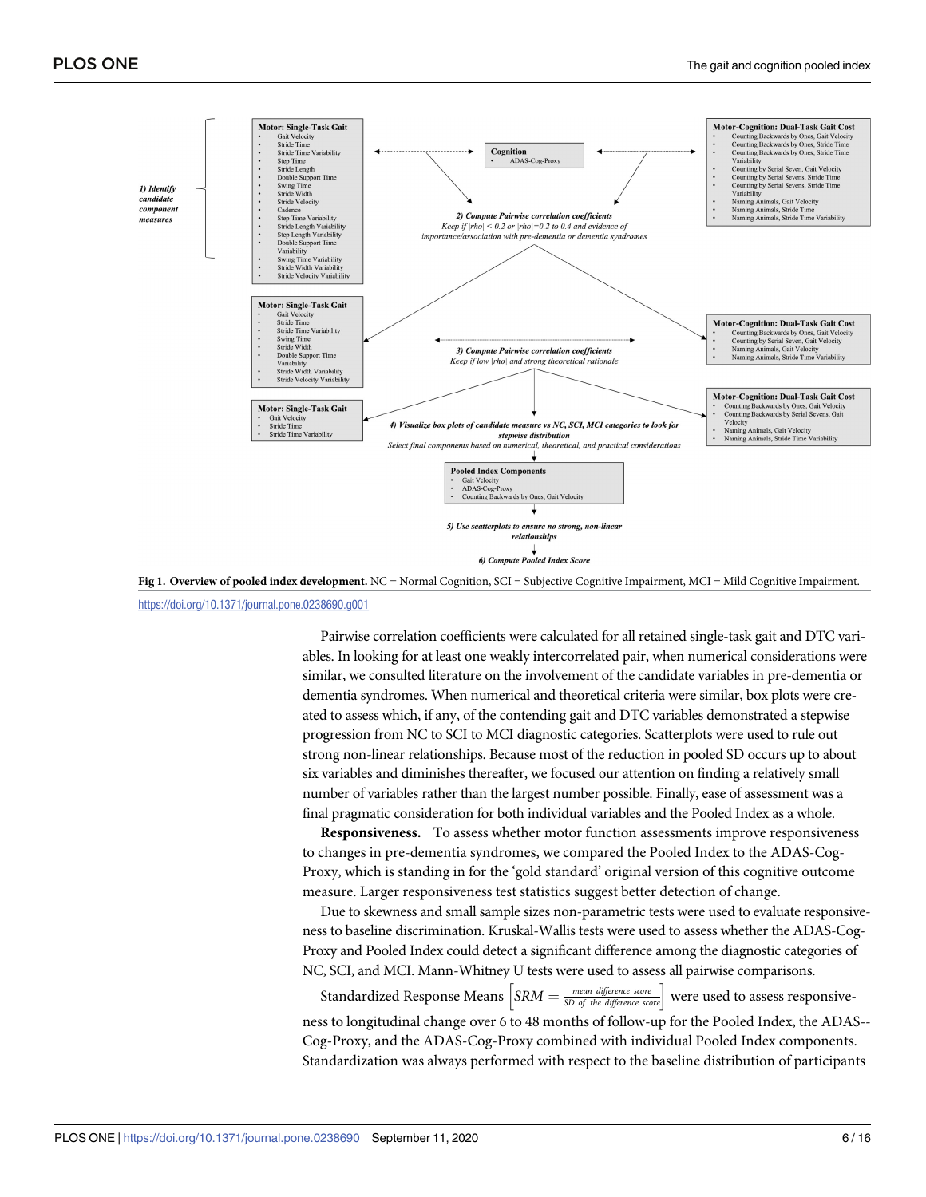**1) Identify candidate component measures**

**Motor: Single-Task Gait**
- Gait Velocity
- Stride Time
- Stride Time Variability
- Step Time
- Stride Length
- Double Support Time
- Swing Time
- Stride Width
- Stride Velocity
- Cadence
- Step Time Variability
- Stride Length Variability
- Step Length Variability
- Double Support Time Variability
- Swing Time Variability
- Stride Width Variability
- Stride Velocity Variability

**Cognition**
- ADAS-Cog-Proxy

**Motor-Cognition: Dual-Task Gait Cost**
- Counting Backwards by Ones, Gait Velocity
- Counting Backwards by Ones, Stride Time
- Counting Backwards by Ones, Stride Time Variability
- Counting by Serial Seven, Gait Velocity
- Counting by Serial Sevens, Stride Time
- Counting by Serial Sevens, Stride Time Variability
- Naming Animals, Gait Velocity
- Naming Animals, Stride Time
- Naming Animals, Stride Time Variability

***2) Compute Pairwise correlation coefficients***
*Keep if |rho| < 0.2 or |rho|=0.2 to 0.4 and evidence of importance/association with pre-dementia or dementia syndromes*

**Motor: Single-Task Gait**
- Gait Velocity
- Stride Time
- Stride Time Variability
- Swing Time
- Stride Width
- Double Support Time Variability
- Stride Width Variability
- Stride Velocity Variability

**Motor-Cognition: Dual-Task Gait Cost**
- Counting Backwards by Ones, Gait Velocity
- Counting by Serial Seven, Gait Velocity
- Naming Animals, Gait Velocity
- Naming Animals, Stride Time Variability

***3) Compute Pairwise correlation coefficients***
*Keep if low |rho| and strong theoretical rationale*

**Motor: Single-Task Gait**
- Gait Velocity
- Stride Time
- Stride Time Variability

**Motor-Cognition: Dual-Task Gait Cost**
- Counting Backwards by Ones, Gait Velocity
- Counting Backwards by Serial Sevens, Gait Velocity
- Naming Animals, Gait Velocity
- Naming Animals, Stride Time Variability

***4) Visualize box plots of candidate measure vs NC, SCI, MCI categories to look for stepwise distribution***
*Select final components based on numerical, theoretical, and practical considerations*

**Pooled Index Components**
- Gait Velocity
- ADAS-Cog-Proxy
- Counting Backwards by Ones, Gait Velocity

***5) Use scatterplots to ensure no strong, non-linear relationships***

***6) Compute Pooled Index Score***

**Fig 1. Overview of pooled index development.** NC = Normal Cognition, SCI = Subjective Cognitive Impairment, MCI = Mild Cognitive Impairment.

https://doi.org/10.1371/journal.pone.0238690.g001

Pairwise correlation coefficients were calculated for all retained single-task gait and DTC variables. In looking for at least one weakly intercorrelated pair, when numerical considerations were similar, we consulted literature on the involvement of the candidate variables in pre-dementia or dementia syndromes. When numerical and theoretical criteria were similar, box plots were created to assess which, if any, of the contending gait and DTC variables demonstrated a stepwise progression from NC to SCI to MCI diagnostic categories. Scatterplots were used to rule out strong non-linear relationships. Because most of the reduction in pooled SD occurs up to about six variables and diminishes thereafter, we focused our attention on finding a relatively small number of variables rather than the largest number possible. Finally, ease of assessment was a final pragmatic consideration for both individual variables and the Pooled Index as a whole.

**Responsiveness.** To assess whether motor function assessments improve responsiveness to changes in pre-dementia syndromes, we compared the Pooled Index to the ADAS-Cog-Proxy, which is standing in for the 'gold standard' original version of this cognitive outcome measure. Larger responsiveness test statistics suggest better detection of change.

Due to skewness and small sample sizes non-parametric tests were used to evaluate responsiveness to baseline discrimination. Kruskal-Wallis tests were used to assess whether the ADAS-Cog-Proxy and Pooled Index could detect a significant difference among the diagnostic categories of NC, SCI, and MCI. Mann-Whitney U tests were used to assess all pairwise comparisons.

Standardized Response Means $\left[SRM = \frac{\text{mean difference score}}{\text{SD of the difference score}}\right]$ were used to assess responsiveness to longitudinal change over 6 to 48 months of follow-up for the Pooled Index, the ADAS--Cog-Proxy, and the ADAS-Cog-Proxy combined with individual Pooled Index components. Standardization was always performed with respect to the baseline distribution of participants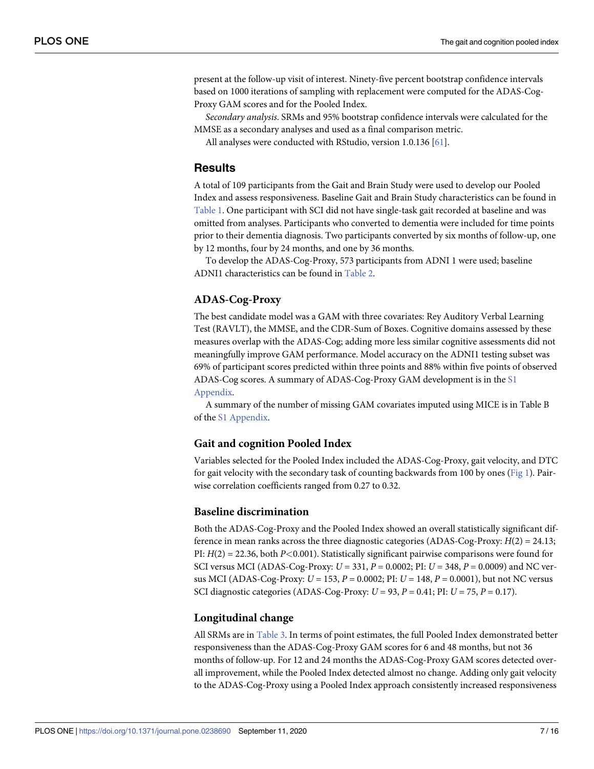present at the follow-up visit of interest. Ninety-five percent bootstrap confidence intervals based on 1000 iterations of sampling with replacement were computed for the ADAS-Cog-Proxy GAM scores and for the Pooled Index.

*Secondary analysis*. SRMs and 95% bootstrap confidence intervals were calculated for the MMSE as a secondary analyses and used as a final comparison metric.

All analyses were conducted with RStudio, version 1.0.136 [61].

## Results

A total of 109 participants from the Gait and Brain Study were used to develop our Pooled Index and assess responsiveness. Baseline Gait and Brain Study characteristics can be found in Table 1. One participant with SCI did not have single-task gait recorded at baseline and was omitted from analyses. Participants who converted to dementia were included for time points prior to their dementia diagnosis. Two participants converted by six months of follow-up, one by 12 months, four by 24 months, and one by 36 months.

To develop the ADAS-Cog-Proxy, 573 participants from ADNI 1 were used; baseline ADNI1 characteristics can be found in Table 2.

### ADAS-Cog-Proxy

The best candidate model was a GAM with three covariates: Rey Auditory Verbal Learning Test (RAVLT), the MMSE, and the CDR-Sum of Boxes. Cognitive domains assessed by these measures overlap with the ADAS-Cog; adding more less similar cognitive assessments did not meaningfully improve GAM performance. Model accuracy on the ADNI1 testing subset was 69% of participant scores predicted within three points and 88% within five points of observed ADAS-Cog scores. A summary of ADAS-Cog-Proxy GAM development is in the S1 Appendix.

A summary of the number of missing GAM covariates imputed using MICE is in Table B of the S1 Appendix.

### Gait and cognition Pooled Index

Variables selected for the Pooled Index included the ADAS-Cog-Proxy, gait velocity, and DTC for gait velocity with the secondary task of counting backwards from 100 by ones (Fig 1). Pairwise correlation coefficients ranged from 0.27 to 0.32.

### Baseline discrimination

Both the ADAS-Cog-Proxy and the Pooled Index showed an overall statistically significant difference in mean ranks across the three diagnostic categories (ADAS-Cog-Proxy: $H(2) = 24.13$; PI: $H(2) = 22.36$, both $P<0.001$). Statistically significant pairwise comparisons were found for SCI versus MCI (ADAS-Cog-Proxy: $U = 331$, $P = 0.0002$; PI: $U = 348$, $P = 0.0009$) and NC versus MCI (ADAS-Cog-Proxy: $U = 153$, $P = 0.0002$; PI: $U = 148$, $P = 0.0001$), but not NC versus SCI diagnostic categories (ADAS-Cog-Proxy: $U = 93$, $P = 0.41$; PI: $U = 75$, $P = 0.17$).

### Longitudinal change

All SRMs are in Table 3. In terms of point estimates, the full Pooled Index demonstrated better responsiveness than the ADAS-Cog-Proxy GAM scores for 6 and 48 months, but not 36 months of follow-up. For 12 and 24 months the ADAS-Cog-Proxy GAM scores detected overall improvement, while the Pooled Index detected almost no change. Adding only gait velocity to the ADAS-Cog-Proxy using a Pooled Index approach consistently increased responsiveness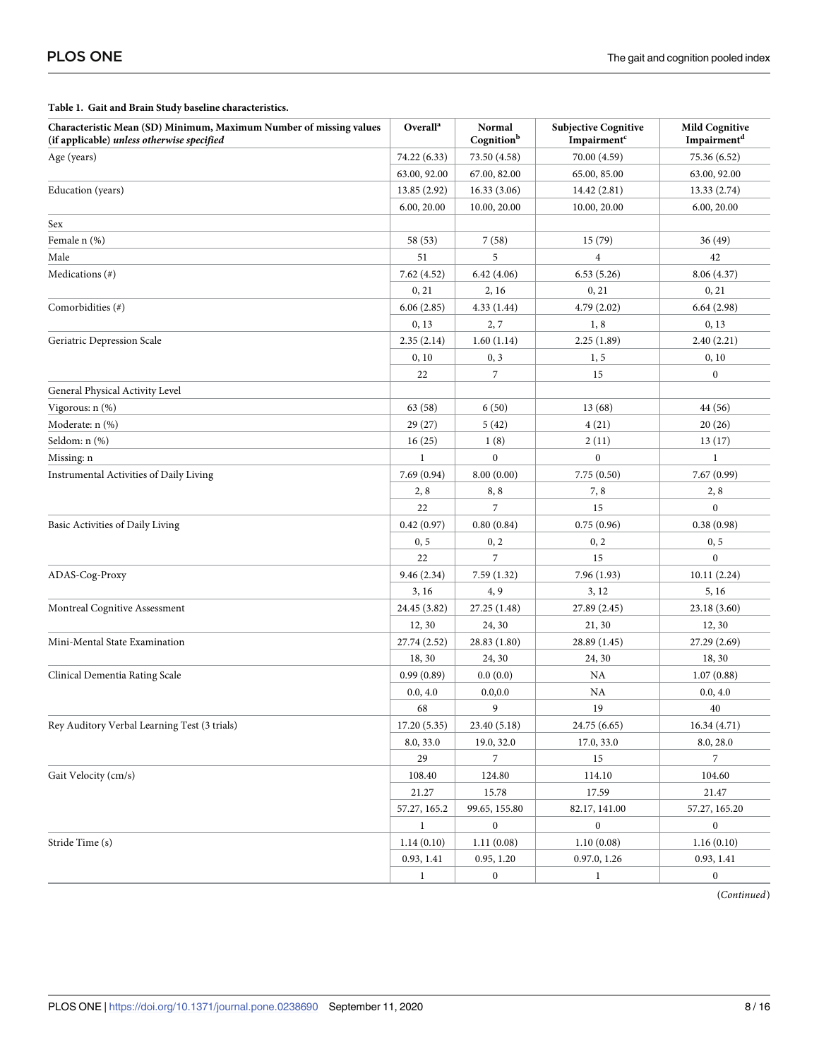**Table 1. Gait and Brain Study baseline characteristics.**

| Characteristic Mean (SD) Minimum, Maximum Number of missing values (if applicable) *unless otherwise specified* | Overall[a] | Normal Cognition[b] | Subjective Cognitive Impairment[c] | Mild Cognitive Impairment[d] |
|---|---|---|---|---|
| Age (years) | 74.22 (6.33) | 73.50 (4.58) | 70.00 (4.59) | 75.36 (6.52) |
| | 63.00, 92.00 | 67.00, 82.00 | 65.00, 85.00 | 63.00, 92.00 |
| Education (years) | 13.85 (2.92) | 16.33 (3.06) | 14.42 (2.81) | 13.33 (2.74) |
| | 6.00, 20.00 | 10.00, 20.00 | 10.00, 20.00 | 6.00, 20.00 |
| Sex | | | | |
| Female n (%) | 58 (53) | 7 (58) | 15 (79) | 36 (49) |
| Male | 51 | 5 | 4 | 42 |
| Medications (#) | 7.62 (4.52) | 6.42 (4.06) | 6.53 (5.26) | 8.06 (4.37) |
| | 0, 21 | 2, 16 | 0, 21 | 0, 21 |
| Comorbidities (#) | 6.06 (2.85) | 4.33 (1.44) | 4.79 (2.02) | 6.64 (2.98) |
| | 0, 13 | 2, 7 | 1, 8 | 0, 13 |
| Geriatric Depression Scale | 2.35 (2.14) | 1.60 (1.14) | 2.25 (1.89) | 2.40 (2.21) |
| | 0, 10 | 0, 3 | 1, 5 | 0, 10 |
| | 22 | 7 | 15 | 0 |
| General Physical Activity Level | | | | |
| Vigorous: n (%) | 63 (58) | 6 (50) | 13 (68) | 44 (56) |
| Moderate: n (%) | 29 (27) | 5 (42) | 4 (21) | 20 (26) |
| Seldom: n (%) | 16 (25) | 1 (8) | 2 (11) | 13 (17) |
| Missing: n | 1 | 0 | 0 | 1 |
| Instrumental Activities of Daily Living | 7.69 (0.94) | 8.00 (0.00) | 7.75 (0.50) | 7.67 (0.99) |
| | 2, 8 | 8, 8 | 7, 8 | 2, 8 |
| | 22 | 7 | 15 | 0 |
| Basic Activities of Daily Living | 0.42 (0.97) | 0.80 (0.84) | 0.75 (0.96) | 0.38 (0.98) |
| | 0, 5 | 0, 2 | 0, 2 | 0, 5 |
| | 22 | 7 | 15 | 0 |
| ADAS-Cog-Proxy | 9.46 (2.34) | 7.59 (1.32) | 7.96 (1.93) | 10.11 (2.24) |
| | 3, 16 | 4, 9 | 3, 12 | 5, 16 |
| Montreal Cognitive Assessment | 24.45 (3.82) | 27.25 (1.48) | 27.89 (2.45) | 23.18 (3.60) |
| | 12, 30 | 24, 30 | 21, 30 | 12, 30 |
| Mini-Mental State Examination | 27.74 (2.52) | 28.83 (1.80) | 28.89 (1.45) | 27.29 (2.69) |
| | 18, 30 | 24, 30 | 24, 30 | 18, 30 |
| Clinical Dementia Rating Scale | 0.99 (0.89) | 0.0 (0.0) | NA | 1.07 (0.88) |
| | 0.0, 4.0 | 0.0,0.0 | NA | 0.0, 4.0 |
| | 68 | 9 | 19 | 40 |
| Rey Auditory Verbal Learning Test (3 trials) | 17.20 (5.35) | 23.40 (5.18) | 24.75 (6.65) | 16.34 (4.71) |
| | 8.0, 33.0 | 19.0, 32.0 | 17.0, 33.0 | 8.0, 28.0 |
| | 29 | 7 | 15 | 7 |
| Gait Velocity (cm/s) | 108.40 | 124.80 | 114.10 | 104.60 |
| | 21.27 | 15.78 | 17.59 | 21.47 |
| | 57.27, 165.2 | 99.65, 155.80 | 82.17, 141.00 | 57.27, 165.20 |
| | 1 | 0 | 0 | 0 |
| Stride Time (s) | 1.14 (0.10) | 1.11 (0.08) | 1.10 (0.08) | 1.16 (0.10) |
| | 0.93, 1.41 | 0.95, 1.20 | 0.97.0, 1.26 | 0.93, 1.41 |
| | 1 | 0 | 1 | 0 |

(*Continued*)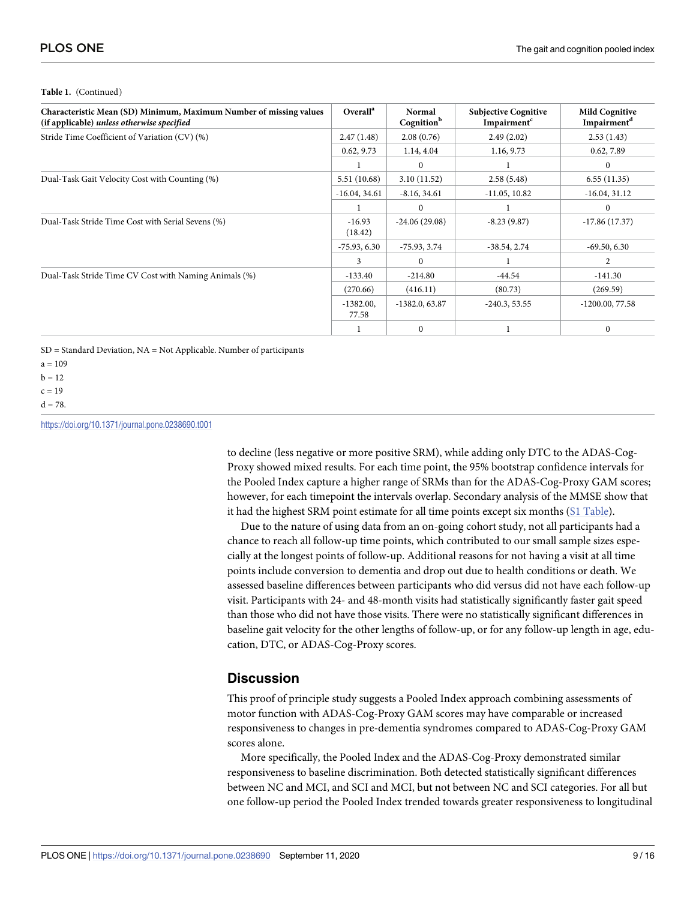**Table 1.** (Continued)

| Characteristic Mean (SD) Minimum, Maximum Number of missing values (if applicable) *unless otherwise specified* | Overall[a] | Normal Cognition[b] | Subjective Cognitive Impairment[c] | Mild Cognitive Impairment[d] |
|---|---|---|---|---|
| Stride Time Coefficient of Variation (CV) (%) | 2.47 (1.48) | 2.08 (0.76) | 2.49 (2.02) | 2.53 (1.43) |
| | 0.62, 9.73 | 1.14, 4.04 | 1.16, 9.73 | 0.62, 7.89 |
| | 1 | 0 | 1 | 0 |
| Dual-Task Gait Velocity Cost with Counting (%) | 5.51 (10.68) | 3.10 (11.52) | 2.58 (5.48) | 6.55 (11.35) |
| | -16.04, 34.61 | -8.16, 34.61 | -11.05, 10.82 | -16.04, 31.12 |
| | 1 | 0 | 1 | 0 |
| Dual-Task Stride Time Cost with Serial Sevens (%) | -16.93 (18.42) | -24.06 (29.08) | -8.23 (9.87) | -17.86 (17.37) |
| | -75.93, 6.30 | -75.93, 3.74 | -38.54, 2.74 | -69.50, 6.30 |
| | 3 | 0 | 1 | 2 |
| Dual-Task Stride Time CV Cost with Naming Animals (%) | -133.40 | -214.80 | -44.54 | -141.30 |
| | (270.66) | (416.11) | (80.73) | (269.59) |
| | -1382.00, 77.58 | -1382.0, 63.87 | -240.3, 53.55 | -1200.00, 77.58 |
| | 1 | 0 | 1 | 0 |

SD = Standard Deviation, NA = Not Applicable. Number of participants

a = 109

b = 12

c = 19

d = 78.

https://doi.org/10.1371/journal.pone.0238690.t001

to decline (less negative or more positive SRM), while adding only DTC to the ADAS-Cog-Proxy showed mixed results. For each time point, the 95% bootstrap confidence intervals for the Pooled Index capture a higher range of SRMs than for the ADAS-Cog-Proxy GAM scores; however, for each timepoint the intervals overlap. Secondary analysis of the MMSE show that it had the highest SRM point estimate for all time points except six months (S1 Table).

Due to the nature of using data from an on-going cohort study, not all participants had a chance to reach all follow-up time points, which contributed to our small sample sizes especially at the longest points of follow-up. Additional reasons for not having a visit at all time points include conversion to dementia and drop out due to health conditions or death. We assessed baseline differences between participants who did versus did not have each follow-up visit. Participants with 24- and 48-month visits had statistically significantly faster gait speed than those who did not have those visits. There were no statistically significant differences in baseline gait velocity for the other lengths of follow-up, or for any follow-up length in age, education, DTC, or ADAS-Cog-Proxy scores.

## Discussion

This proof of principle study suggests a Pooled Index approach combining assessments of motor function with ADAS-Cog-Proxy GAM scores may have comparable or increased responsiveness to changes in pre-dementia syndromes compared to ADAS-Cog-Proxy GAM scores alone.

More specifically, the Pooled Index and the ADAS-Cog-Proxy demonstrated similar responsiveness to baseline discrimination. Both detected statistically significant differences between NC and MCI, and SCI and MCI, but not between NC and SCI categories. For all but one follow-up period the Pooled Index trended towards greater responsiveness to longitudinal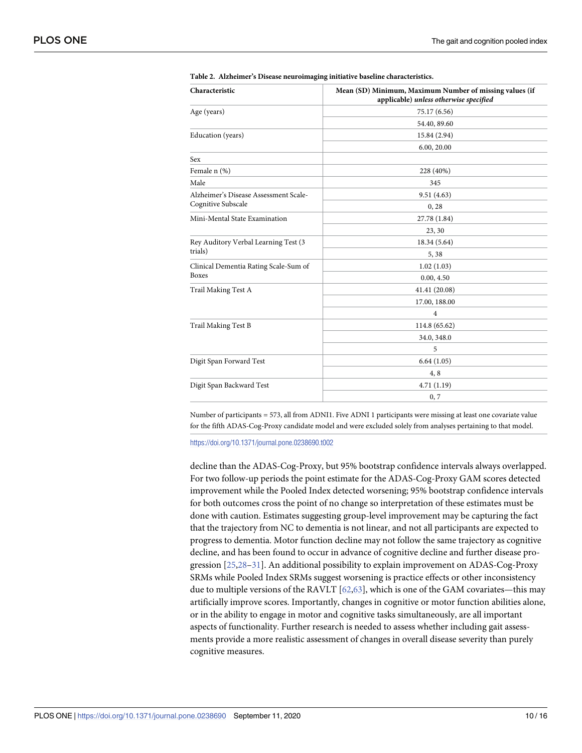**Table 2. Alzheimer's Disease neuroimaging initiative baseline characteristics.**

| Characteristic | Mean (SD) Minimum, Maximum Number of missing values (if applicable) *unless otherwise specified* |
|---|---|
| Age (years) | 75.17 (6.56) |
| | 54.40, 89.60 |
| Education (years) | 15.84 (2.94) |
| | 6.00, 20.00 |
| Sex | |
| Female n (%) | 228 (40%) |
| Male | 345 |
| Alzheimer's Disease Assessment Scale-Cognitive Subscale | 9.51 (4.63) |
| | 0, 28 |
| Mini-Mental State Examination | 27.78 (1.84) |
| | 23, 30 |
| Rey Auditory Verbal Learning Test (3 trials) | 18.34 (5.64) |
| | 5, 38 |
| Clinical Dementia Rating Scale-Sum of Boxes | 1.02 (1.03) |
| | 0.00, 4.50 |
| Trail Making Test A | 41.41 (20.08) |
| | 17.00, 188.00 |
| | 4 |
| Trail Making Test B | 114.8 (65.62) |
| | 34.0, 348.0 |
| | 5 |
| Digit Span Forward Test | 6.64 (1.05) |
| | 4, 8 |
| Digit Span Backward Test | 4.71 (1.19) |
| | 0, 7 |

Number of participants = 573, all from ADNI1. Five ADNI 1 participants were missing at least one covariate value for the fifth ADAS-Cog-Proxy candidate model and were excluded solely from analyses pertaining to that model.

https://doi.org/10.1371/journal.pone.0238690.t002

decline than the ADAS-Cog-Proxy, but 95% bootstrap confidence intervals always overlapped. For two follow-up periods the point estimate for the ADAS-Cog-Proxy GAM scores detected improvement while the Pooled Index detected worsening; 95% bootstrap confidence intervals for both outcomes cross the point of no change so interpretation of these estimates must be done with caution. Estimates suggesting group-level improvement may be capturing the fact that the trajectory from NC to dementia is not linear, and not all participants are expected to progress to dementia. Motor function decline may not follow the same trajectory as cognitive decline, and has been found to occur in advance of cognitive decline and further disease progression [25,28–31]. An additional possibility to explain improvement on ADAS-Cog-Proxy SRMs while Pooled Index SRMs suggest worsening is practice effects or other inconsistency due to multiple versions of the RAVLT [62,63], which is one of the GAM covariates—this may artificially improve scores. Importantly, changes in cognitive or motor function abilities alone, or in the ability to engage in motor and cognitive tasks simultaneously, are all important aspects of functionality. Further research is needed to assess whether including gait assessments provide a more realistic assessment of changes in overall disease severity than purely cognitive measures.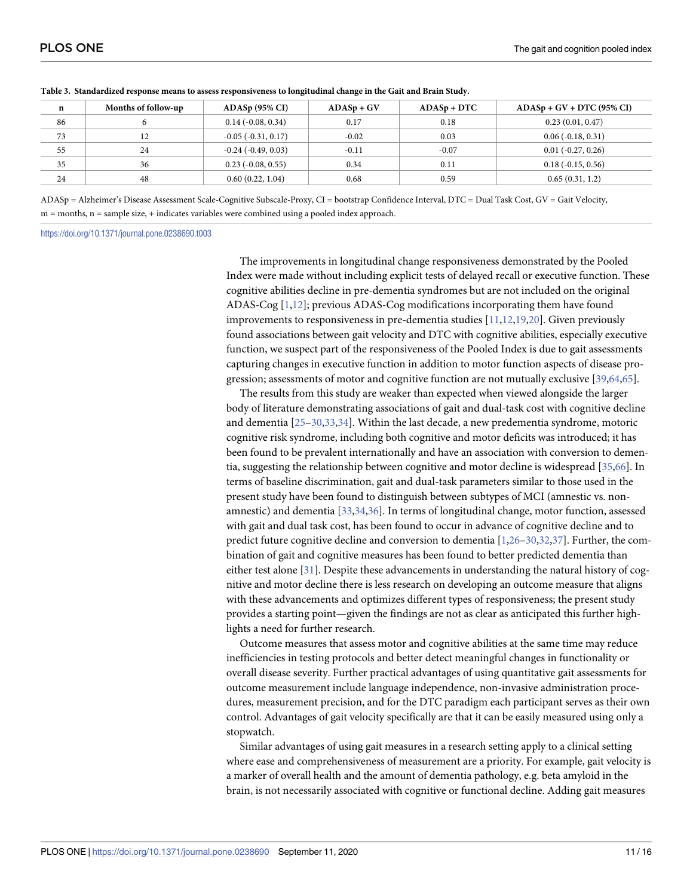**Table 3. Standardized response means to assess responsiveness to longitudinal change in the Gait and Brain Study.**

| n | Months of follow-up | ADASp (95% CI) | ADASp + GV | ADASp + DTC | ADASp + GV + DTC (95% CI) |
|---|---|---|---|---|---|
| 86 | 6 | 0.14 (-0.08, 0.34) | 0.17 | 0.18 | 0.23 (0.01, 0.47) |
| 73 | 12 | -0.05 (-0.31, 0.17) | -0.02 | 0.03 | 0.06 (-0.18, 0.31) |
| 55 | 24 | -0.24 (-0.49, 0.03) | -0.11 | -0.07 | 0.01 (-0.27, 0.26) |
| 35 | 36 | 0.23 (-0.08, 0.55) | 0.34 | 0.11 | 0.18 (-0.15, 0.56) |
| 24 | 48 | 0.60 (0.22, 1.04) | 0.68 | 0.59 | 0.65 (0.31, 1.2) |

ADASp = Alzheimer's Disease Assessment Scale-Cognitive Subscale-Proxy, CI = bootstrap Confidence Interval, DTC = Dual Task Cost, GV = Gait Velocity, m = months, n = sample size, + indicates variables were combined using a pooled index approach.

https://doi.org/10.1371/journal.pone.0238690.t003

The improvements in longitudinal change responsiveness demonstrated by the Pooled Index were made without including explicit tests of delayed recall or executive function. These cognitive abilities decline in pre-dementia syndromes but are not included on the original ADAS-Cog [1,12]; previous ADAS-Cog modifications incorporating them have found improvements to responsiveness in pre-dementia studies [11,12,19,20]. Given previously found associations between gait velocity and DTC with cognitive abilities, especially executive function, we suspect part of the responsiveness of the Pooled Index is due to gait assessments capturing changes in executive function in addition to motor function aspects of disease progression; assessments of motor and cognitive function are not mutually exclusive [39,64,65].

The results from this study are weaker than expected when viewed alongside the larger body of literature demonstrating associations of gait and dual-task cost with cognitive decline and dementia [25–30,33,34]. Within the last decade, a new predementia syndrome, motoric cognitive risk syndrome, including both cognitive and motor deficits was introduced; it has been found to be prevalent internationally and have an association with conversion to dementia, suggesting the relationship between cognitive and motor decline is widespread [35,66]. In terms of baseline discrimination, gait and dual-task parameters similar to those used in the present study have been found to distinguish between subtypes of MCI (amnestic vs. non-amnestic) and dementia [33,34,36]. In terms of longitudinal change, motor function, assessed with gait and dual task cost, has been found to occur in advance of cognitive decline and to predict future cognitive decline and conversion to dementia [1,26–30,32,37]. Further, the combination of gait and cognitive measures has been found to better predicted dementia than either test alone [31]. Despite these advancements in understanding the natural history of cognitive and motor decline there is less research on developing an outcome measure that aligns with these advancements and optimizes different types of responsiveness; the present study provides a starting point—given the findings are not as clear as anticipated this further highlights a need for further research.

Outcome measures that assess motor and cognitive abilities at the same time may reduce inefficiencies in testing protocols and better detect meaningful changes in functionality or overall disease severity. Further practical advantages of using quantitative gait assessments for outcome measurement include language independence, non-invasive administration procedures, measurement precision, and for the DTC paradigm each participant serves as their own control. Advantages of gait velocity specifically are that it can be easily measured using only a stopwatch.

Similar advantages of using gait measures in a research setting apply to a clinical setting where ease and comprehensiveness of measurement are a priority. For example, gait velocity is a marker of overall health and the amount of dementia pathology, e.g. beta amyloid in the brain, is not necessarily associated with cognitive or functional decline. Adding gait measures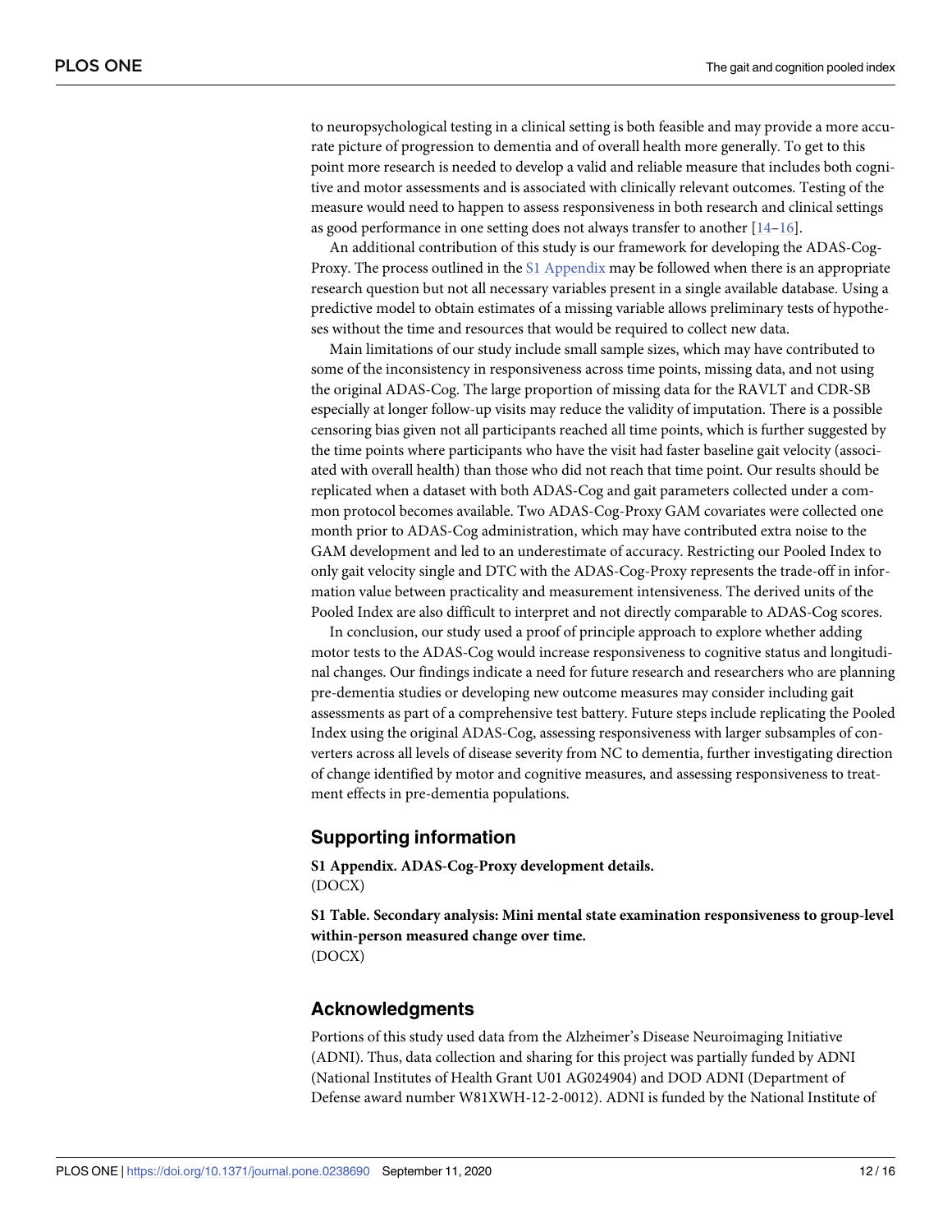to neuropsychological testing in a clinical setting is both feasible and may provide a more accurate picture of progression to dementia and of overall health more generally. To get to this point more research is needed to develop a valid and reliable measure that includes both cognitive and motor assessments and is associated with clinically relevant outcomes. Testing of the measure would need to happen to assess responsiveness in both research and clinical settings as good performance in one setting does not always transfer to another [14–16].

An additional contribution of this study is our framework for developing the ADAS-Cog-Proxy. The process outlined in the S1 Appendix may be followed when there is an appropriate research question but not all necessary variables present in a single available database. Using a predictive model to obtain estimates of a missing variable allows preliminary tests of hypotheses without the time and resources that would be required to collect new data.

Main limitations of our study include small sample sizes, which may have contributed to some of the inconsistency in responsiveness across time points, missing data, and not using the original ADAS-Cog. The large proportion of missing data for the RAVLT and CDR-SB especially at longer follow-up visits may reduce the validity of imputation. There is a possible censoring bias given not all participants reached all time points, which is further suggested by the time points where participants who have the visit had faster baseline gait velocity (associated with overall health) than those who did not reach that time point. Our results should be replicated when a dataset with both ADAS-Cog and gait parameters collected under a common protocol becomes available. Two ADAS-Cog-Proxy GAM covariates were collected one month prior to ADAS-Cog administration, which may have contributed extra noise to the GAM development and led to an underestimate of accuracy. Restricting our Pooled Index to only gait velocity single and DTC with the ADAS-Cog-Proxy represents the trade-off in information value between practicality and measurement intensiveness. The derived units of the Pooled Index are also difficult to interpret and not directly comparable to ADAS-Cog scores.

In conclusion, our study used a proof of principle approach to explore whether adding motor tests to the ADAS-Cog would increase responsiveness to cognitive status and longitudinal changes. Our findings indicate a need for future research and researchers who are planning pre-dementia studies or developing new outcome measures may consider including gait assessments as part of a comprehensive test battery. Future steps include replicating the Pooled Index using the original ADAS-Cog, assessing responsiveness with larger subsamples of converters across all levels of disease severity from NC to dementia, further investigating direction of change identified by motor and cognitive measures, and assessing responsiveness to treatment effects in pre-dementia populations.

## Supporting information

**S1 Appendix. ADAS-Cog-Proxy development details.**
(DOCX)

**S1 Table. Secondary analysis: Mini mental state examination responsiveness to group-level within-person measured change over time.**
(DOCX)

## Acknowledgments

Portions of this study used data from the Alzheimer's Disease Neuroimaging Initiative (ADNI). Thus, data collection and sharing for this project was partially funded by ADNI (National Institutes of Health Grant U01 AG024904) and DOD ADNI (Department of Defense award number W81XWH-12-2-0012). ADNI is funded by the National Institute of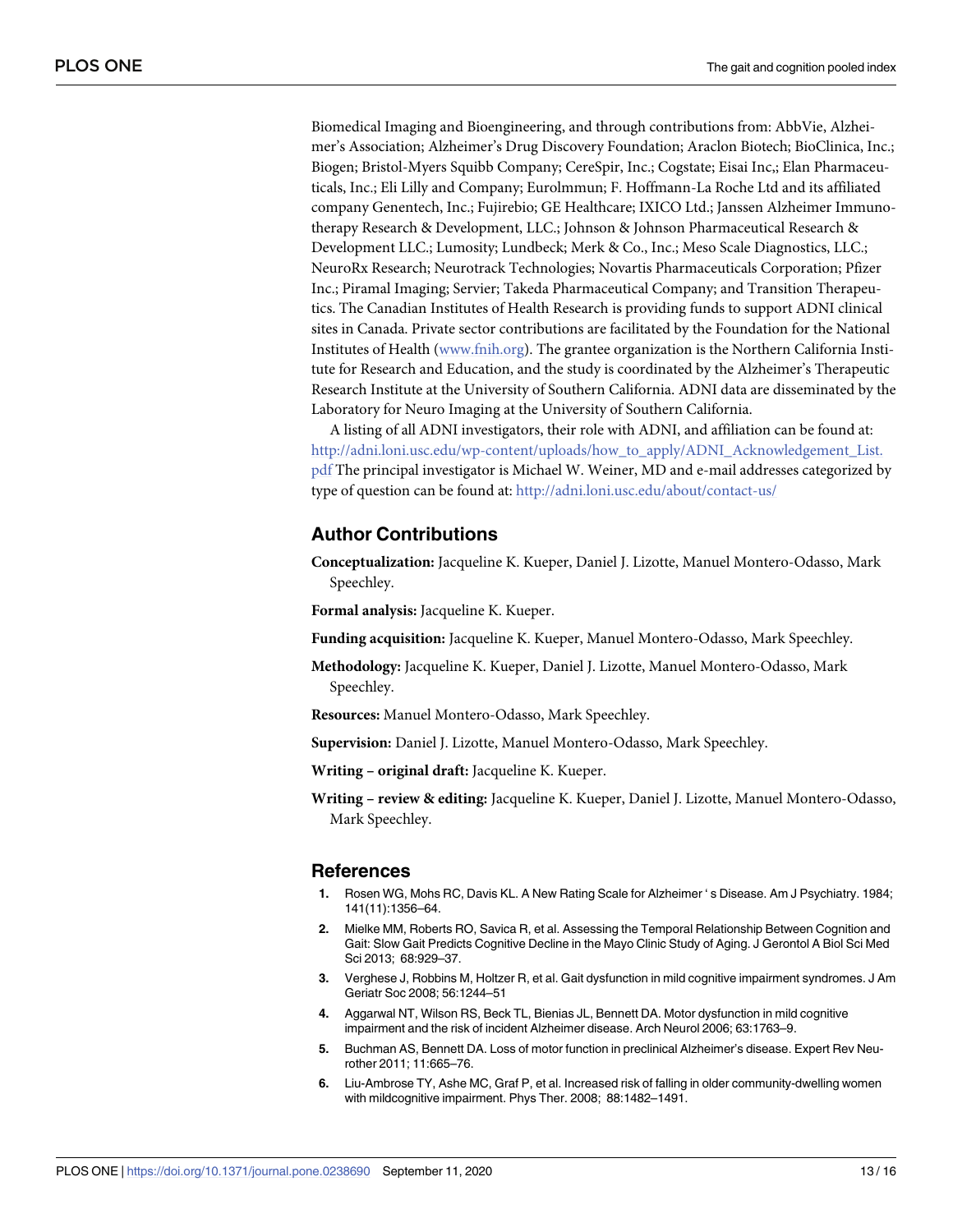Biomedical Imaging and Bioengineering, and through contributions from: AbbVie, Alzheimer's Association; Alzheimer's Drug Discovery Foundation; Araclon Biotech; BioClinica, Inc.; Biogen; Bristol-Myers Squibb Company; CereSpir, Inc.; Cogstate; Eisai Inc,; Elan Pharmaceuticals, Inc.; Eli Lilly and Company; EuroImmun; F. Hoffmann-La Roche Ltd and its affiliated company Genentech, Inc.; Fujirebio; GE Healthcare; IXICO Ltd.; Janssen Alzheimer Immunotherapy Research & Development, LLC.; Johnson & Johnson Pharmaceutical Research & Development LLC.; Lumosity; Lundbeck; Merk & Co., Inc.; Meso Scale Diagnostics, LLC.; NeuroRx Research; Neurotrack Technologies; Novartis Pharmaceuticals Corporation; Pfizer Inc.; Piramal Imaging; Servier; Takeda Pharmaceutical Company; and Transition Therapeutics. The Canadian Institutes of Health Research is providing funds to support ADNI clinical sites in Canada. Private sector contributions are facilitated by the Foundation for the National Institutes of Health (www.fnih.org). The grantee organization is the Northern California Institute for Research and Education, and the study is coordinated by the Alzheimer's Therapeutic Research Institute at the University of Southern California. ADNI data are disseminated by the Laboratory for Neuro Imaging at the University of Southern California.

A listing of all ADNI investigators, their role with ADNI, and affiliation can be found at: http://adni.loni.usc.edu/wp-content/uploads/how_to_apply/ADNI_Acknowledgement_List.pdf The principal investigator is Michael W. Weiner, MD and e-mail addresses categorized by type of question can be found at: http://adni.loni.usc.edu/about/contact-us/

## Author Contributions

**Conceptualization:** Jacqueline K. Kueper, Daniel J. Lizotte, Manuel Montero-Odasso, Mark Speechley.

**Formal analysis:** Jacqueline K. Kueper.

**Funding acquisition:** Jacqueline K. Kueper, Manuel Montero-Odasso, Mark Speechley.

**Methodology:** Jacqueline K. Kueper, Daniel J. Lizotte, Manuel Montero-Odasso, Mark Speechley.

**Resources:** Manuel Montero-Odasso, Mark Speechley.

**Supervision:** Daniel J. Lizotte, Manuel Montero-Odasso, Mark Speechley.

**Writing – original draft:** Jacqueline K. Kueper.

**Writing – review & editing:** Jacqueline K. Kueper, Daniel J. Lizotte, Manuel Montero-Odasso, Mark Speechley.

## References

1. Rosen WG, Mohs RC, Davis KL. A New Rating Scale for Alzheimer ' s Disease. Am J Psychiatry. 1984; 141(11):1356–64.
2. Mielke MM, Roberts RO, Savica R, et al. Assessing the Temporal Relationship Between Cognition and Gait: Slow Gait Predicts Cognitive Decline in the Mayo Clinic Study of Aging. J Gerontol A Biol Sci Med Sci 2013; 68:929–37.
3. Verghese J, Robbins M, Holtzer R, et al. Gait dysfunction in mild cognitive impairment syndromes. J Am Geriatr Soc 2008; 56:1244–51
4. Aggarwal NT, Wilson RS, Beck TL, Bienias JL, Bennett DA. Motor dysfunction in mild cognitive impairment and the risk of incident Alzheimer disease. Arch Neurol 2006; 63:1763–9.
5. Buchman AS, Bennett DA. Loss of motor function in preclinical Alzheimer's disease. Expert Rev Neurother 2011; 11:665–76.
6. Liu-Ambrose TY, Ashe MC, Graf P, et al. Increased risk of falling in older community-dwelling women with mildcognitive impairment. Phys Ther. 2008; 88:1482–1491.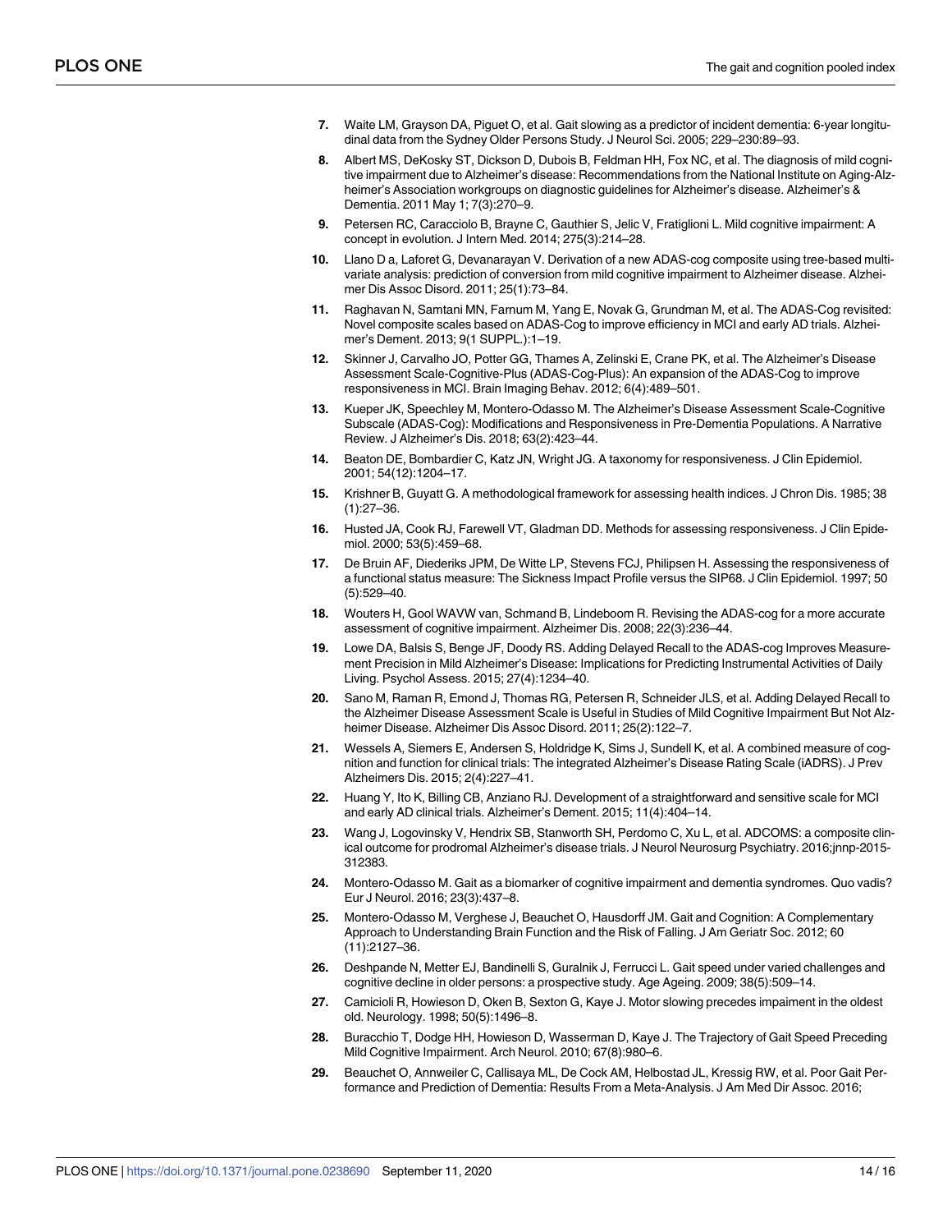7. Waite LM, Grayson DA, Piguet O, et al. Gait slowing as a predictor of incident dementia: 6-year longitudinal data from the Sydney Older Persons Study. J Neurol Sci. 2005; 229–230:89–93.
8. Albert MS, DeKosky ST, Dickson D, Dubois B, Feldman HH, Fox NC, et al. The diagnosis of mild cognitive impairment due to Alzheimer's disease: Recommendations from the National Institute on Aging-Alzheimer's Association workgroups on diagnostic guidelines for Alzheimer's disease. Alzheimer's & Dementia. 2011 May 1; 7(3):270–9.
9. Petersen RC, Caracciolo B, Brayne C, Gauthier S, Jelic V, Fratiglioni L. Mild cognitive impairment: A concept in evolution. J Intern Med. 2014; 275(3):214–28.
10. Llano D a, Laforet G, Devanarayan V. Derivation of a new ADAS-cog composite using tree-based multivariate analysis: prediction of conversion from mild cognitive impairment to Alzheimer disease. Alzheimer Dis Assoc Disord. 2011; 25(1):73–84.
11. Raghavan N, Samtani MN, Farnum M, Yang E, Novak G, Grundman M, et al. The ADAS-Cog revisited: Novel composite scales based on ADAS-Cog to improve efficiency in MCI and early AD trials. Alzheimer's Dement. 2013; 9(1 SUPPL.):1–19.
12. Skinner J, Carvalho JO, Potter GG, Thames A, Zelinski E, Crane PK, et al. The Alzheimer's Disease Assessment Scale-Cognitive-Plus (ADAS-Cog-Plus): An expansion of the ADAS-Cog to improve responsiveness in MCI. Brain Imaging Behav. 2012; 6(4):489–501.
13. Kueper JK, Speechley M, Montero-Odasso M. The Alzheimer's Disease Assessment Scale-Cognitive Subscale (ADAS-Cog): Modifications and Responsiveness in Pre-Dementia Populations. A Narrative Review. J Alzheimer's Dis. 2018; 63(2):423–44.
14. Beaton DE, Bombardier C, Katz JN, Wright JG. A taxonomy for responsiveness. J Clin Epidemiol. 2001; 54(12):1204–17.
15. Krishner B, Guyatt G. A methodological framework for assessing health indices. J Chron Dis. 1985; 38 (1):27–36.
16. Husted JA, Cook RJ, Farewell VT, Gladman DD. Methods for assessing responsiveness. J Clin Epidemiol. 2000; 53(5):459–68.
17. De Bruin AF, Diederiks JPM, De Witte LP, Stevens FCJ, Philipsen H. Assessing the responsiveness of a functional status measure: The Sickness Impact Profile versus the SIP68. J Clin Epidemiol. 1997; 50 (5):529–40.
18. Wouters H, Gool WAVW van, Schmand B, Lindeboom R. Revising the ADAS-cog for a more accurate assessment of cognitive impairment. Alzheimer Dis. 2008; 22(3):236–44.
19. Lowe DA, Balsis S, Benge JF, Doody RS. Adding Delayed Recall to the ADAS-cog Improves Measurement Precision in Mild Alzheimer's Disease: Implications for Predicting Instrumental Activities of Daily Living. Psychol Assess. 2015; 27(4):1234–40.
20. Sano M, Raman R, Emond J, Thomas RG, Petersen R, Schneider JLS, et al. Adding Delayed Recall to the Alzheimer Disease Assessment Scale is Useful in Studies of Mild Cognitive Impairment But Not Alzheimer Disease. Alzheimer Dis Assoc Disord. 2011; 25(2):122–7.
21. Wessels A, Siemers E, Andersen S, Holdridge K, Sims J, Sundell K, et al. A combined measure of cognition and function for clinical trials: The integrated Alzheimer's Disease Rating Scale (iADRS). J Prev Alzheimers Dis. 2015; 2(4):227–41.
22. Huang Y, Ito K, Billing CB, Anziano RJ. Development of a straightforward and sensitive scale for MCI and early AD clinical trials. Alzheimer's Dement. 2015; 11(4):404–14.
23. Wang J, Logovinsky V, Hendrix SB, Stanworth SH, Perdomo C, Xu L, et al. ADCOMS: a composite clinical outcome for prodromal Alzheimer's disease trials. J Neurol Neurosurg Psychiatry. 2016;jnnp-2015-312383.
24. Montero-Odasso M. Gait as a biomarker of cognitive impairment and dementia syndromes. Quo vadis? Eur J Neurol. 2016; 23(3):437–8.
25. Montero-Odasso M, Verghese J, Beauchet O, Hausdorff JM. Gait and Cognition: A Complementary Approach to Understanding Brain Function and the Risk of Falling. J Am Geriatr Soc. 2012; 60 (11):2127–36.
26. Deshpande N, Metter EJ, Bandinelli S, Guralnik J, Ferrucci L. Gait speed under varied challenges and cognitive decline in older persons: a prospective study. Age Ageing. 2009; 38(5):509–14.
27. Camicioli R, Howieson D, Oken B, Sexton G, Kaye J. Motor slowing precedes impaiment in the oldest old. Neurology. 1998; 50(5):1496–8.
28. Buracchio T, Dodge HH, Howieson D, Wasserman D, Kaye J. The Trajectory of Gait Speed Preceding Mild Cognitive Impairment. Arch Neurol. 2010; 67(8):980–6.
29. Beauchet O, Annweiler C, Callisaya ML, De Cock AM, Helbostad JL, Kressig RW, et al. Poor Gait Performance and Prediction of Dementia: Results From a Meta-Analysis. J Am Med Dir Assoc. 2016;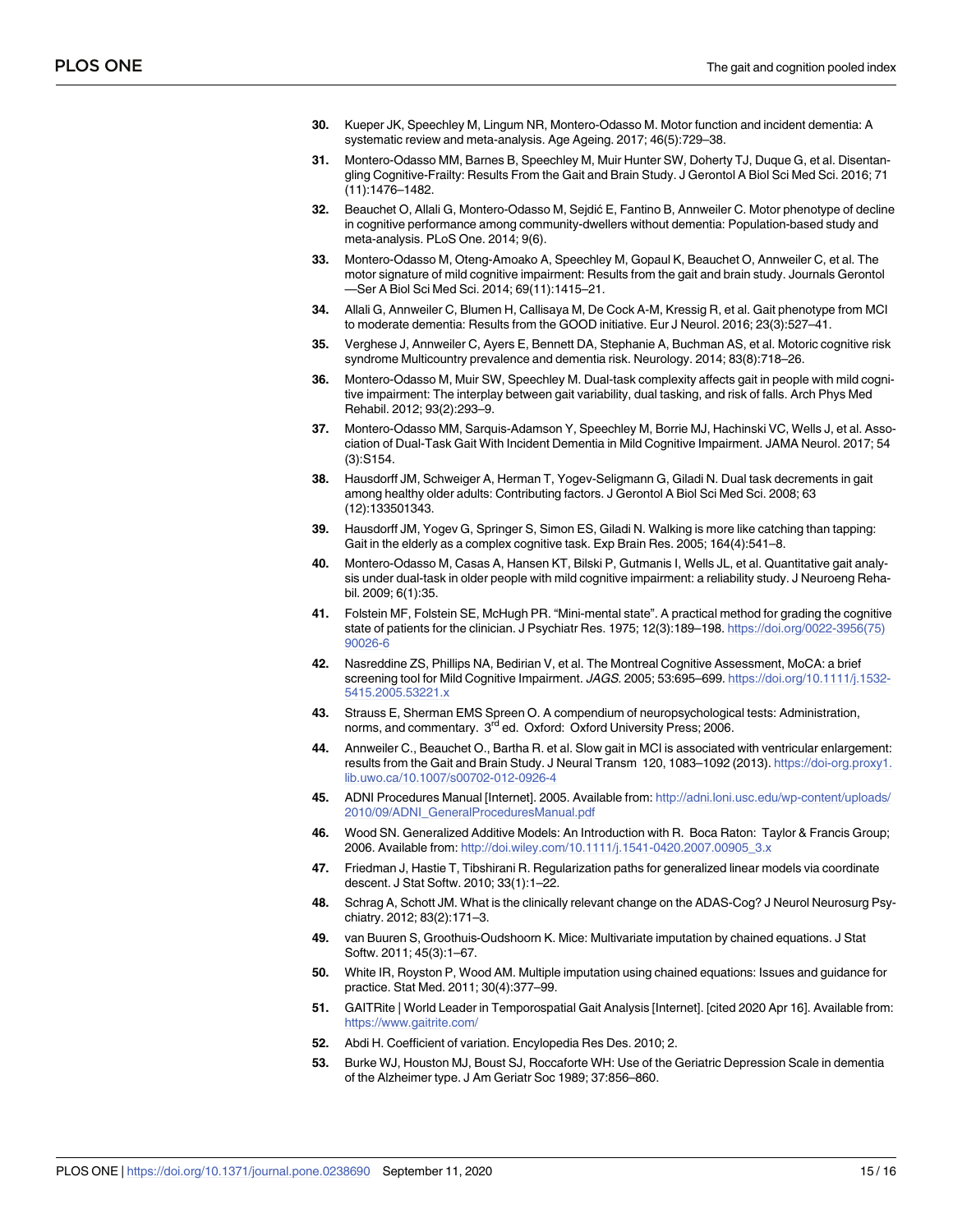30. Kueper JK, Speechley M, Lingum NR, Montero-Odasso M. Motor function and incident dementia: A systematic review and meta-analysis. Age Ageing. 2017; 46(5):729–38.

31. Montero-Odasso MM, Barnes B, Speechley M, Muir Hunter SW, Doherty TJ, Duque G, et al. Disentangling Cognitive-Frailty: Results From the Gait and Brain Study. J Gerontol A Biol Sci Med Sci. 2016; 71 (11):1476–1482.

32. Beauchet O, Allali G, Montero-Odasso M, Sejdić E, Fantino B, Annweiler C. Motor phenotype of decline in cognitive performance among community-dwellers without dementia: Population-based study and meta-analysis. PLoS One. 2014; 9(6).

33. Montero-Odasso M, Oteng-Amoako A, Speechley M, Gopaul K, Beauchet O, Annweiler C, et al. The motor signature of mild cognitive impairment: Results from the gait and brain study. Journals Gerontol —Ser A Biol Sci Med Sci. 2014; 69(11):1415–21.

34. Allali G, Annweiler C, Blumen H, Callisaya M, De Cock A-M, Kressig R, et al. Gait phenotype from MCI to moderate dementia: Results from the GOOD initiative. Eur J Neurol. 2016; 23(3):527–41.

35. Verghese J, Annweiler C, Ayers E, Bennett DA, Stephanie A, Buchman AS, et al. Motoric cognitive risk syndrome Multicountry prevalence and dementia risk. Neurology. 2014; 83(8):718–26.

36. Montero-Odasso M, Muir SW, Speechley M. Dual-task complexity affects gait in people with mild cognitive impairment: The interplay between gait variability, dual tasking, and risk of falls. Arch Phys Med Rehabil. 2012; 93(2):293–9.

37. Montero-Odasso MM, Sarquis-Adamson Y, Speechley M, Borrie MJ, Hachinski VC, Wells J, et al. Association of Dual-Task Gait With Incident Dementia in Mild Cognitive Impairment. JAMA Neurol. 2017; 54 (3):S154.

38. Hausdorff JM, Schweiger A, Herman T, Yogev-Seligmann G, Giladi N. Dual task decrements in gait among healthy older adults: Contributing factors. J Gerontol A Biol Sci Med Sci. 2008; 63 (12):133501343.

39. Hausdorff JM, Yogev G, Springer S, Simon ES, Giladi N. Walking is more like catching than tapping: Gait in the elderly as a complex cognitive task. Exp Brain Res. 2005; 164(4):541–8.

40. Montero-Odasso M, Casas A, Hansen KT, Bilski P, Gutmanis I, Wells JL, et al. Quantitative gait analysis under dual-task in older people with mild cognitive impairment: a reliability study. J Neuroeng Rehabil. 2009; 6(1):35.

41. Folstein MF, Folstein SE, McHugh PR. "Mini-mental state". A practical method for grading the cognitive state of patients for the clinician. J Psychiatr Res. 1975; 12(3):189–198. https://doi.org/0022-3956(75) 90026-6

42. Nasreddine ZS, Phillips NA, Bedirian V, et al. The Montreal Cognitive Assessment, MoCA: a brief screening tool for Mild Cognitive Impairment. *JAGS*. 2005; 53:695–699. https://doi.org/10.1111/j.1532-5415.2005.53221.x

43. Strauss E, Sherman EMS Spreen O. A compendium of neuropsychological tests: Administration, norms, and commentary. 3rd ed. Oxford: Oxford University Press; 2006.

44. Annweiler C., Beauchet O., Bartha R. et al. Slow gait in MCI is associated with ventricular enlargement: results from the Gait and Brain Study. J Neural Transm 120, 1083–1092 (2013). https://doi-org.proxy1.lib.uwo.ca/10.1007/s00702-012-0926-4

45. ADNI Procedures Manual [Internet]. 2005. Available from: http://adni.loni.usc.edu/wp-content/uploads/2010/09/ADNI_GeneralProceduresManual.pdf

46. Wood SN. Generalized Additive Models: An Introduction with R. Boca Raton: Taylor & Francis Group; 2006. Available from: http://doi.wiley.com/10.1111/j.1541-0420.2007.00905_3.x

47. Friedman J, Hastie T, Tibshirani R. Regularization paths for generalized linear models via coordinate descent. J Stat Softw. 2010; 33(1):1–22.

48. Schrag A, Schott JM. What is the clinically relevant change on the ADAS-Cog? J Neurol Neurosurg Psychiatry. 2012; 83(2):171–3.

49. van Buuren S, Groothuis-Oudshoorn K. Mice: Multivariate imputation by chained equations. J Stat Softw. 2011; 45(3):1–67.

50. White IR, Royston P, Wood AM. Multiple imputation using chained equations: Issues and guidance for practice. Stat Med. 2011; 30(4):377–99.

51. GAITRite | World Leader in Temporospatial Gait Analysis [Internet]. [cited 2020 Apr 16]. Available from: https://www.gaitrite.com/

52. Abdi H. Coefficient of variation. Encyclopedia Res Des. 2010; 2.

53. Burke WJ, Houston MJ, Boust SJ, Roccaforte WH: Use of the Geriatric Depression Scale in dementia of the Alzheimer type. J Am Geriatr Soc 1989; 37:856–860.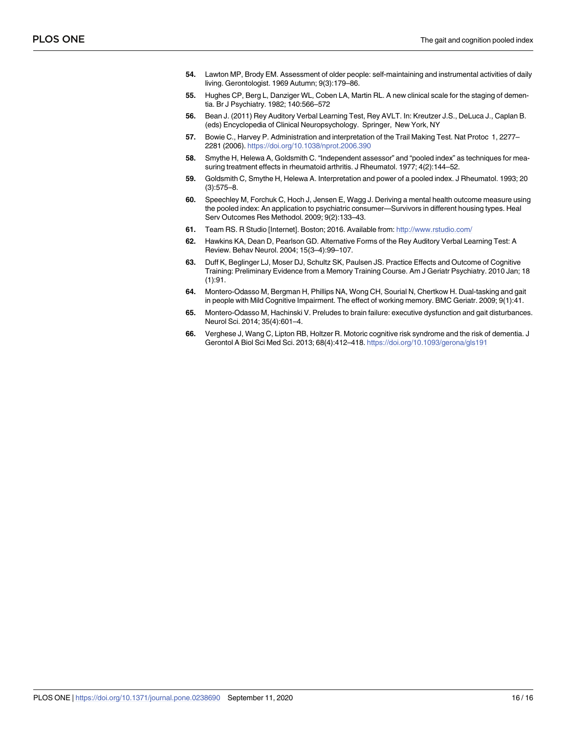54. Lawton MP, Brody EM. Assessment of older people: self-maintaining and instrumental activities of daily living. Gerontologist. 1969 Autumn; 9(3):179–86.
55. Hughes CP, Berg L, Danziger WL, Coben LA, Martin RL. A new clinical scale for the staging of dementia. Br J Psychiatry. 1982; 140:566–572
56. Bean J. (2011) Rey Auditory Verbal Learning Test, Rey AVLT. In: Kreutzer J.S., DeLuca J., Caplan B. (eds) Encyclopedia of Clinical Neuropsychology. Springer, New York, NY
57. Bowie C., Harvey P. Administration and interpretation of the Trail Making Test. Nat Protoc 1, 2277–2281 (2006). https://doi.org/10.1038/nprot.2006.390
58. Smythe H, Helewa A, Goldsmith C. "Independent assessor" and "pooled index" as techniques for measuring treatment effects in rheumatoid arthritis. J Rheumatol. 1977; 4(2):144–52.
59. Goldsmith C, Smythe H, Helewa A. Interpretation and power of a pooled index. J Rheumatol. 1993; 20 (3):575–8.
60. Speechley M, Forchuk C, Hoch J, Jensen E, Wagg J. Deriving a mental health outcome measure using the pooled index: An application to psychiatric consumer—Survivors in different housing types. Heal Serv Outcomes Res Methodol. 2009; 9(2):133–43.
61. Team RS. R Studio [Internet]. Boston; 2016. Available from: http://www.rstudio.com/
62. Hawkins KA, Dean D, Pearlson GD. Alternative Forms of the Rey Auditory Verbal Learning Test: A Review. Behav Neurol. 2004; 15(3–4):99–107.
63. Duff K, Beglinger LJ, Moser DJ, Schultz SK, Paulsen JS. Practice Effects and Outcome of Cognitive Training: Preliminary Evidence from a Memory Training Course. Am J Geriatr Psychiatry. 2010 Jan; 18 (1):91.
64. Montero-Odasso M, Bergman H, Phillips NA, Wong CH, Sourial N, Chertkow H. Dual-tasking and gait in people with Mild Cognitive Impairment. The effect of working memory. BMC Geriatr. 2009; 9(1):41.
65. Montero-Odasso M, Hachinski V. Preludes to brain failure: executive dysfunction and gait disturbances. Neurol Sci. 2014; 35(4):601–4.
66. Verghese J, Wang C, Lipton RB, Holtzer R. Motoric cognitive risk syndrome and the risk of dementia. J Gerontol A Biol Sci Med Sci. 2013; 68(4):412–418. https://doi.org/10.1093/gerona/gls191